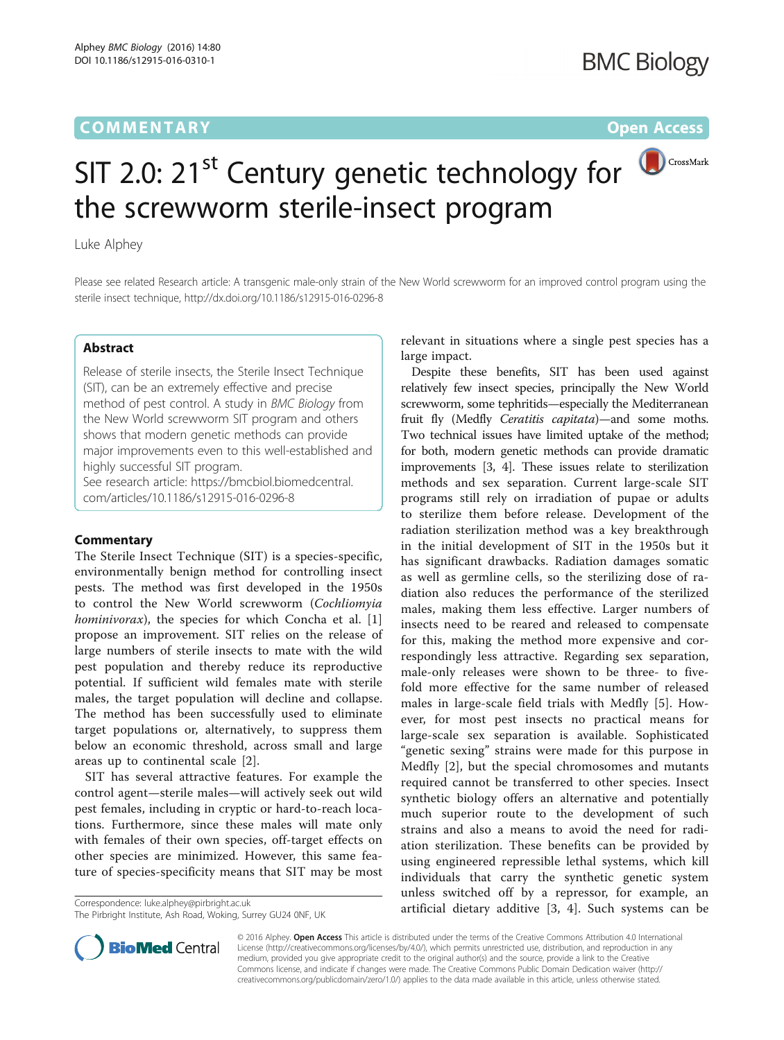COMMENTARY **Open Access**

# SIT 2.0: 21st Century genetic technology for the screwworm sterile-insect program

Luke Alphey

Please see related Research article: A transgenic male-only strain of the New World screwworm for an improved control program using the sterile insect technique, http://dx.doi.org/10.1186/s12915-016-0296-8

## Abstract

Release of sterile insects, the Sterile Insect Technique (SIT), can be an extremely effective and precise method of pest control. A study in *BMC Biology* from the New World screwworm SIT program and others shows that modern genetic methods can provide major improvements even to this well-established and highly successful SIT program.

See research article: https://bmcbiol.biomedcentral.com/articles/10.1186/s12915-016-0296-8

## Commentary

The Sterile Insect Technique (SIT) is a species-specific, environmentally benign method for controlling insect pests. The method was first developed in the 1950s to control the New World screwworm (*Cochliomyia hominivorax*), the species for which Concha et al. [1] propose an improvement. SIT relies on the release of large numbers of sterile insects to mate with the wild pest population and thereby reduce its reproductive potential. If sufficient wild females mate with sterile males, the target population will decline and collapse. The method has been successfully used to eliminate target populations or, alternatively, to suppress them below an economic threshold, across small and large areas up to continental scale [2].

SIT has several attractive features. For example the control agent—sterile males—will actively seek out wild pest females, including in cryptic or hard-to-reach locations. Furthermore, since these males will mate only with females of their own species, off-target effects on other species are minimized. However, this same feature of species-specificity means that SIT may be most relevant in situations where a single pest species has a large impact.

Despite these benefits, SIT has been used against relatively few insect species, principally the New World screwworm, some tephritids—especially the Mediterranean fruit fly (Medfly *Ceratitis capitata*)—and some moths. Two technical issues have limited uptake of the method; for both, modern genetic methods can provide dramatic improvements [3, 4]. These issues relate to sterilization methods and sex separation. Current large-scale SIT programs still rely on irradiation of pupae or adults to sterilize them before release. Development of the radiation sterilization method was a key breakthrough in the initial development of SIT in the 1950s but it has significant drawbacks. Radiation damages somatic as well as germline cells, so the sterilizing dose of radiation also reduces the performance of the sterilized males, making them less effective. Larger numbers of insects need to be reared and released to compensate for this, making the method more expensive and correspondingly less attractive. Regarding sex separation, male-only releases were shown to be three- to five-fold more effective for the same number of released males in large-scale field trials with Medfly [5]. However, for most pest insects no practical means for large-scale sex separation is available. Sophisticated "genetic sexing" strains were made for this purpose in Medfly [2], but the special chromosomes and mutants required cannot be transferred to other species. Insect synthetic biology offers an alternative and potentially much superior route to the development of such strains and also a means to avoid the need for radiation sterilization. These benefits can be provided by using engineered repressible lethal systems, which kill individuals that carry the synthetic genetic system unless switched off by a repressor, for example, an artificial dietary additive [3, 4]. Such systems can be

Correspondence: luke.alphey@pirbright.ac.uk
The Pirbright Institute, Ash Road, Woking, Surrey GU24 0NF, UK

© 2016 Alphey. **Open Access** This article is distributed under the terms of the Creative Commons Attribution 4.0 International License (http://creativecommons.org/licenses/by/4.0/), which permits unrestricted use, distribution, and reproduction in any medium, provided you give appropriate credit to the original author(s) and the source, provide a link to the Creative Commons license, and indicate if changes were made. The Creative Commons Public Domain Dedication waiver (http://creativecommons.org/publicdomain/zero/1.0/) applies to the data made available in this article, unless otherwise stated.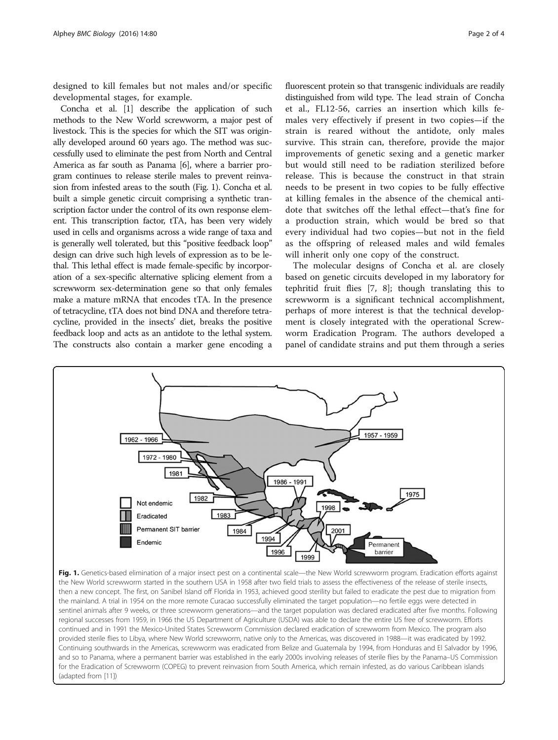designed to kill females but not males and/or specific developmental stages, for example.

Concha et al. [1] describe the application of such methods to the New World screwworm, a major pest of livestock. This is the species for which the SIT was originally developed around 60 years ago. The method was successfully used to eliminate the pest from North and Central America as far south as Panama [6], where a barrier program continues to release sterile males to prevent reinvasion from infested areas to the south (Fig. 1). Concha et al. built a simple genetic circuit comprising a synthetic transcription factor under the control of its own response element. This transcription factor, tTA, has been very widely used in cells and organisms across a wide range of taxa and is generally well tolerated, but this "positive feedback loop" design can drive such high levels of expression as to be lethal. This lethal effect is made female-specific by incorporation of a sex-specific alternative splicing element from a screwworm sex-determination gene so that only females make a mature mRNA that encodes tTA. In the presence of tetracycline, tTA does not bind DNA and therefore tetracycline, provided in the insects' diet, breaks the positive feedback loop and acts as an antidote to the lethal system. The constructs also contain a marker gene encoding a fluorescent protein so that transgenic individuals are readily distinguished from wild type. The lead strain of Concha et al., FL12-56, carries an insertion which kills females very effectively if present in two copies—if the strain is reared without the antidote, only males survive. This strain can, therefore, provide the major improvements of genetic sexing and a genetic marker but would still need to be radiation sterilized before release. This is because the construct in that strain needs to be present in two copies to be fully effective at killing females in the absence of the chemical antidote that switches off the lethal effect—that's fine for a production strain, which would be bred so that every individual had two copies—but not in the field as the offspring of released males and wild females will inherit only one copy of the construct.

The molecular designs of Concha et al. are closely based on genetic circuits developed in my laboratory for tephritid fruit flies [7, 8]; though translating this to screwworm is a significant technical accomplishment, perhaps of more interest is that the technical development is closely integrated with the operational Screwworm Eradication Program. The authors developed a panel of candidate strains and put them through a series

**Fig. 1.** Genetics-based elimination of a major insect pest on a continental scale—the New World screwworm program. Eradication efforts against the New World screwworm started in the southern USA in 1958 after two field trials to assess the effectiveness of the release of sterile insects, then a new concept. The first, on Sanibel Island off Florida in 1953, achieved good sterility but failed to eradicate the pest due to migration from the mainland. A trial in 1954 on the more remote Curacao successfully eliminated the target population—no fertile eggs were detected in sentinel animals after 9 weeks, or three screwworm generations—and the target population was declared eradicated after five months. Following regional successes from 1959, in 1966 the US Department of Agriculture (USDA) was able to declare the entire US free of screwworm. Efforts continued and in 1991 the Mexico-United States Screwworm Commission declared eradication of screwworm from Mexico. The program also provided sterile flies to Libya, where New World screwworm, native only to the Americas, was discovered in 1988—it was eradicated by 1992. Continuing southwards in the Americas, screwworm was eradicated from Belize and Guatemala by 1994, from Honduras and El Salvador by 1996, and so to Panama, where a permanent barrier was established in the early 2000s involving releases of sterile flies by the Panama–US Commission for the Eradication of Screwworm (COPEG) to prevent reinvasion from South America, which remain infested, as do various Caribbean islands (adapted from [11])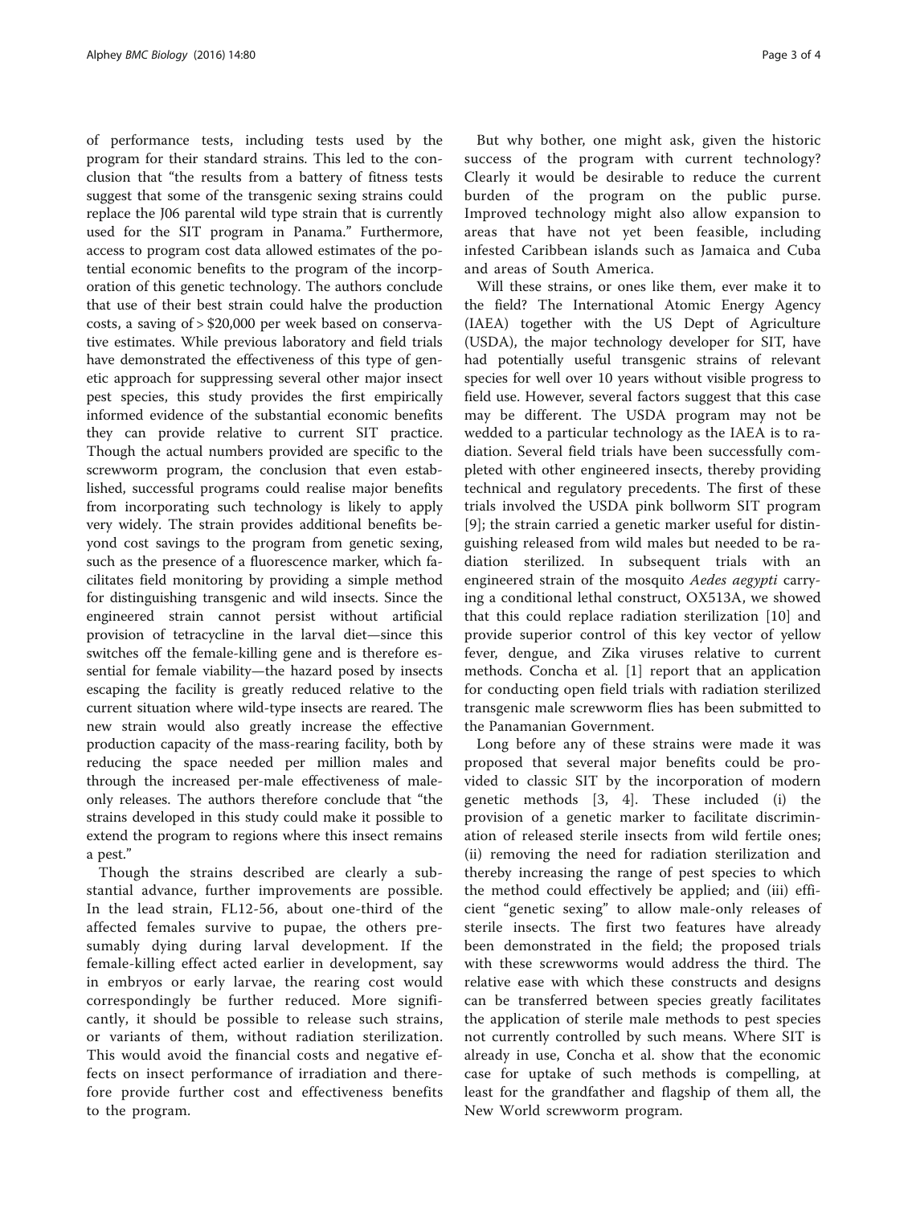of performance tests, including tests used by the program for their standard strains. This led to the conclusion that "the results from a battery of fitness tests suggest that some of the transgenic sexing strains could replace the J06 parental wild type strain that is currently used for the SIT program in Panama." Furthermore, access to program cost data allowed estimates of the potential economic benefits to the program of the incorporation of this genetic technology. The authors conclude that use of their best strain could halve the production costs, a saving of > $20,000 per week based on conservative estimates. While previous laboratory and field trials have demonstrated the effectiveness of this type of genetic approach for suppressing several other major insect pest species, this study provides the first empirically informed evidence of the substantial economic benefits they can provide relative to current SIT practice. Though the actual numbers provided are specific to the screwworm program, the conclusion that even established, successful programs could realise major benefits from incorporating such technology is likely to apply very widely. The strain provides additional benefits beyond cost savings to the program from genetic sexing, such as the presence of a fluorescence marker, which facilitates field monitoring by providing a simple method for distinguishing transgenic and wild insects. Since the engineered strain cannot persist without artificial provision of tetracycline in the larval diet—since this switches off the female-killing gene and is therefore essential for female viability—the hazard posed by insects escaping the facility is greatly reduced relative to the current situation where wild-type insects are reared. The new strain would also greatly increase the effective production capacity of the mass-rearing facility, both by reducing the space needed per million males and through the increased per-male effectiveness of male-only releases. The authors therefore conclude that "the strains developed in this study could make it possible to extend the program to regions where this insect remains a pest."

Though the strains described are clearly a substantial advance, further improvements are possible. In the lead strain, FL12-56, about one-third of the affected females survive to pupae, the others presumably dying during larval development. If the female-killing effect acted earlier in development, say in embryos or early larvae, the rearing cost would correspondingly be further reduced. More significantly, it should be possible to release such strains, or variants of them, without radiation sterilization. This would avoid the financial costs and negative effects on insect performance of irradiation and therefore provide further cost and effectiveness benefits to the program.

But why bother, one might ask, given the historic success of the program with current technology? Clearly it would be desirable to reduce the current burden of the program on the public purse. Improved technology might also allow expansion to areas that have not yet been feasible, including infested Caribbean islands such as Jamaica and Cuba and areas of South America.

Will these strains, or ones like them, ever make it to the field? The International Atomic Energy Agency (IAEA) together with the US Dept of Agriculture (USDA), the major technology developer for SIT, have had potentially useful transgenic strains of relevant species for well over 10 years without visible progress to field use. However, several factors suggest that this case may be different. The USDA program may not be wedded to a particular technology as the IAEA is to radiation. Several field trials have been successfully completed with other engineered insects, thereby providing technical and regulatory precedents. The first of these trials involved the USDA pink bollworm SIT program [9]; the strain carried a genetic marker useful for distinguishing released from wild males but needed to be radiation sterilized. In subsequent trials with an engineered strain of the mosquito *Aedes aegypti* carrying a conditional lethal construct, OX513A, we showed that this could replace radiation sterilization [10] and provide superior control of this key vector of yellow fever, dengue, and Zika viruses relative to current methods. Concha et al. [1] report that an application for conducting open field trials with radiation sterilized transgenic male screwworm flies has been submitted to the Panamanian Government.

Long before any of these strains were made it was proposed that several major benefits could be provided to classic SIT by the incorporation of modern genetic methods [3, 4]. These included (i) the provision of a genetic marker to facilitate discrimination of released sterile insects from wild fertile ones; (ii) removing the need for radiation sterilization and thereby increasing the range of pest species to which the method could effectively be applied; and (iii) efficient "genetic sexing" to allow male-only releases of sterile insects. The first two features have already been demonstrated in the field; the proposed trials with these screwworms would address the third. The relative ease with which these constructs and designs can be transferred between species greatly facilitates the application of sterile male methods to pest species not currently controlled by such means. Where SIT is already in use, Concha et al. show that the economic case for uptake of such methods is compelling, at least for the grandfather and flagship of them all, the New World screwworm program.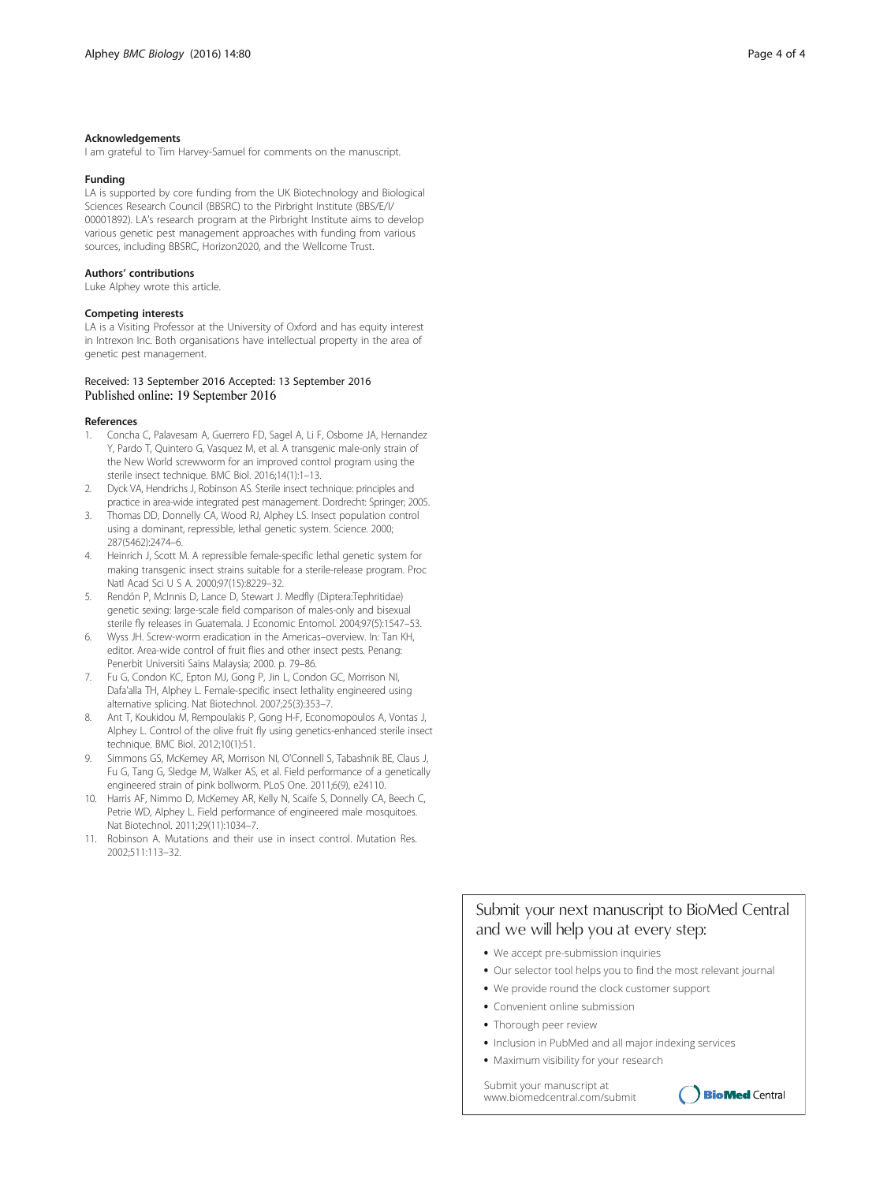### Acknowledgements

I am grateful to Tim Harvey-Samuel for comments on the manuscript.

### Funding

LA is supported by core funding from the UK Biotechnology and Biological Sciences Research Council (BBSRC) to the Pirbright Institute (BBS/E/I/00001892). LA's research program at the Pirbright Institute aims to develop various genetic pest management approaches with funding from various sources, including BBSRC, Horizon2020, and the Wellcome Trust.

### Authors' contributions

Luke Alphey wrote this article.

### Competing interests

LA is a Visiting Professor at the University of Oxford and has equity interest in Intrexon Inc. Both organisations have intellectual property in the area of genetic pest management.

Received: 13 September 2016 Accepted: 13 September 2016
Published online: 19 September 2016

### References

1. Concha C, Palavesam A, Guerrero FD, Sagel A, Li F, Osborne JA, Hernandez Y, Pardo T, Quintero G, Vasquez M, et al. A transgenic male-only strain of the New World screwworm for an improved control program using the sterile insect technique. BMC Biol. 2016;14(1):1–13.
2. Dyck VA, Hendrichs J, Robinson AS. Sterile insect technique: principles and practice in area-wide integrated pest management. Dordrecht: Springer; 2005.
3. Thomas DD, Donnelly CA, Wood RJ, Alphey LS. Insect population control using a dominant, repressible, lethal genetic system. Science. 2000; 287(5462):2474–6.
4. Heinrich J, Scott M. A repressible female-specific lethal genetic system for making transgenic insect strains suitable for a sterile-release program. Proc Natl Acad Sci U S A. 2000;97(15):8229–32.
5. Rendón P, McInnis D, Lance D, Stewart J. Medfly (Diptera:Tephritidae) genetic sexing: large-scale field comparison of males-only and bisexual sterile fly releases in Guatemala. J Economic Entomol. 2004;97(5):1547–53.
6. Wyss JH. Screw-worm eradication in the Americas–overview. In: Tan KH, editor. Area-wide control of fruit flies and other insect pests. Penang: Penerbit Universiti Sains Malaysia; 2000. p. 79–86.
7. Fu G, Condon KC, Epton MJ, Gong P, Jin L, Condon GC, Morrison NI, Dafa'alla TH, Alphey L. Female-specific insect lethality engineered using alternative splicing. Nat Biotechnol. 2007;25(3):353–7.
8. Ant T, Koukidou M, Rempoulakis P, Gong H-F, Economopoulos A, Vontas J, Alphey L. Control of the olive fruit fly using genetics-enhanced sterile insect technique. BMC Biol. 2012;10(1):51.
9. Simmons GS, McKemey AR, Morrison NI, O'Connell S, Tabashnik BE, Claus J, Fu G, Tang G, Sledge M, Walker AS, et al. Field performance of a genetically engineered strain of pink bollworm. PLoS One. 2011;6(9), e24110.
10. Harris AF, Nimmo D, McKemey AR, Kelly N, Scaife S, Donnelly CA, Beech C, Petrie WD, Alphey L. Field performance of engineered male mosquitoes. Nat Biotechnol. 2011;29(11):1034–7.
11. Robinson A. Mutations and their use in insect control. Mutation Res. 2002;511:113–32.

Submit your next manuscript to BioMed Central and we will help you at every step:

- We accept pre-submission inquiries
- Our selector tool helps you to find the most relevant journal
- We provide round the clock customer support
- Convenient online submission
- Thorough peer review
- Inclusion in PubMed and all major indexing services
- Maximum visibility for your research

Submit your manuscript at www.biomedcentral.com/submit

BioMed Central